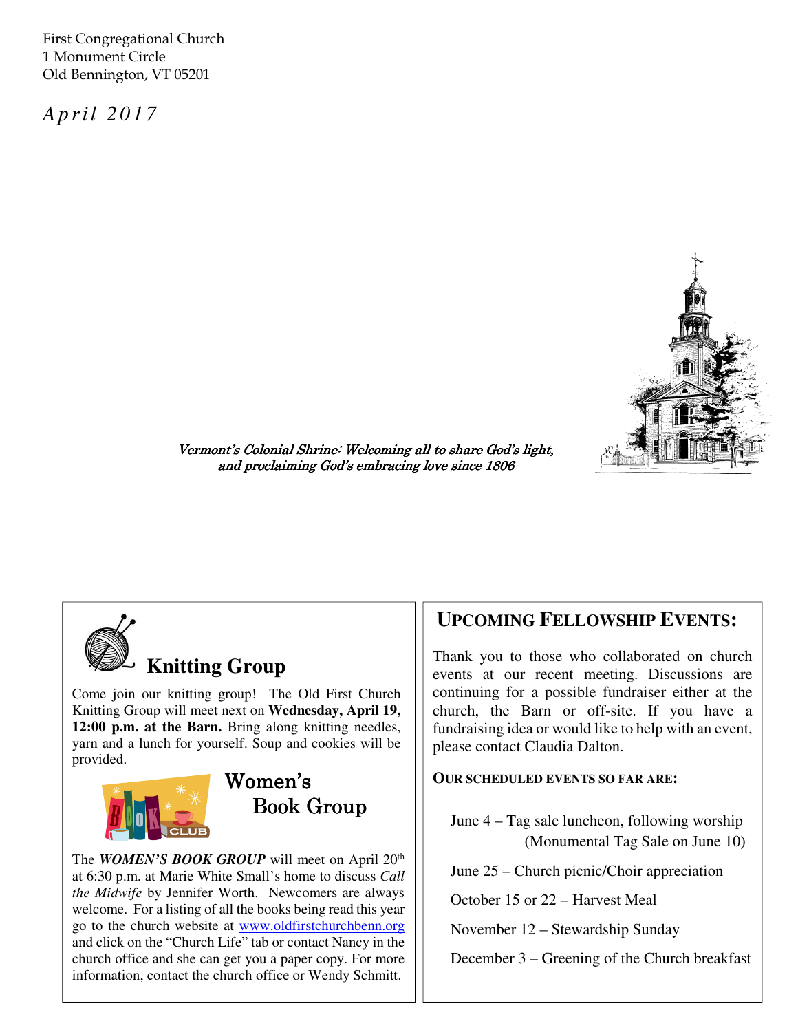First Congregational Church
1 Monument Circle
Old Bennington, VT 05201

*April 2017*

*Vermont's Colonial Shrine: Welcoming all to share God's light, and proclaiming God's embracing love since 1806*

## Knitting Group

Come join our knitting group! The Old First Church Knitting Group will meet next on **Wednesday, April 19, 12:00 p.m. at the Barn.** Bring along knitting needles, yarn and a lunch for yourself. Soup and cookies will be provided.

## Women's Book Group

The ***WOMEN'S BOOK GROUP*** will meet on April 20th at 6:30 p.m. at Marie White Small's home to discuss *Call the Midwife* by Jennifer Worth. Newcomers are always welcome. For a listing of all the books being read this year go to the church website at www.oldfirstchurchbenn.org and click on the "Church Life" tab or contact Nancy in the church office and she can get you a paper copy. For more information, contact the church office or Wendy Schmitt.

## Upcoming Fellowship Events:

Thank you to those who collaborated on church events at our recent meeting. Discussions are continuing for a possible fundraiser either at the church, the Barn or off-site. If you have a fundraising idea or would like to help with an event, please contact Claudia Dalton.

**Our scheduled events so far are:**

June 4 – Tag sale luncheon, following worship (Monumental Tag Sale on June 10)

June 25 – Church picnic/Choir appreciation

October 15 or 22 – Harvest Meal

November 12 – Stewardship Sunday

December 3 – Greening of the Church breakfast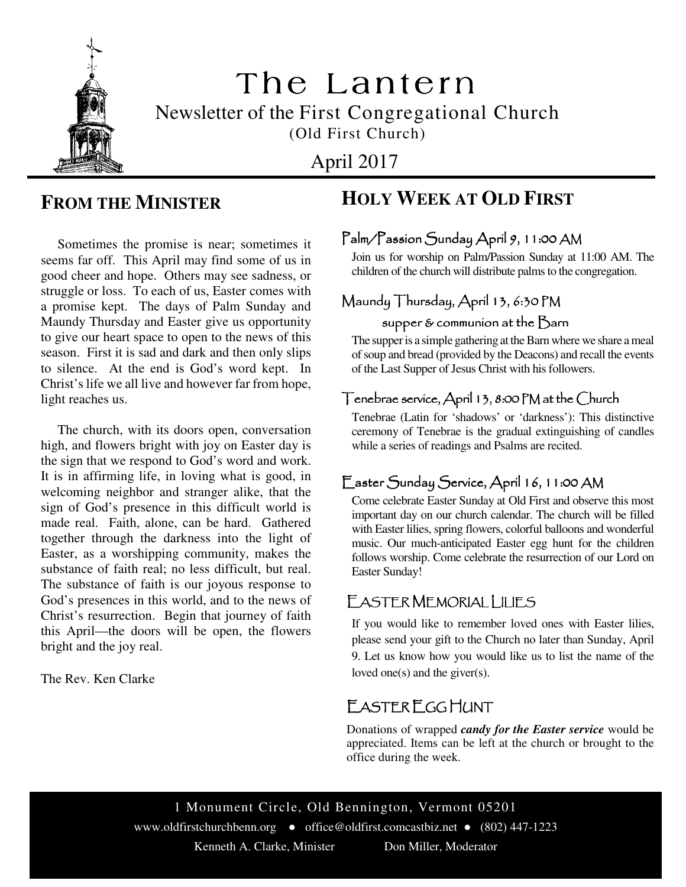# The Lantern

Newsletter of the First Congregational Church

(Old First Church)

April 2017

## FROM THE MINISTER

Sometimes the promise is near; sometimes it seems far off. This April may find some of us in good cheer and hope. Others may see sadness, or struggle or loss. To each of us, Easter comes with a promise kept. The days of Palm Sunday and Maundy Thursday and Easter give us opportunity to give our heart space to open to the news of this season. First it is sad and dark and then only slips to silence. At the end is God's word kept. In Christ's life we all live and however far from hope, light reaches us.

The church, with its doors open, conversation high, and flowers bright with joy on Easter day is the sign that we respond to God's word and work. It is in affirming life, in loving what is good, in welcoming neighbor and stranger alike, that the sign of God's presence in this difficult world is made real. Faith, alone, can be hard. Gathered together through the darkness into the light of Easter, as a worshipping community, makes the substance of faith real; no less difficult, but real. The substance of faith is our joyous response to God's presences in this world, and to the news of Christ's resurrection. Begin that journey of faith this April—the doors will be open, the flowers bright and the joy real.

The Rev. Ken Clarke

## HOLY WEEK AT OLD FIRST

### Palm/Passion Sunday April 9, 11:00 AM

Join us for worship on Palm/Passion Sunday at 11:00 AM. The children of the church will distribute palms to the congregation.

### Maundy Thursday, April 13, 6:30 PM

supper & communion at the Barn

The supper is a simple gathering at the Barn where we share a meal of soup and bread (provided by the Deacons) and recall the events of the Last Supper of Jesus Christ with his followers.

### Tenebrae service, April 13, 8:00 PM at the Church

Tenebrae (Latin for 'shadows' or 'darkness'): This distinctive ceremony of Tenebrae is the gradual extinguishing of candles while a series of readings and Psalms are recited.

### Easter Sunday Service, April 16, 11:00 AM

Come celebrate Easter Sunday at Old First and observe this most important day on our church calendar. The church will be filled with Easter lilies, spring flowers, colorful balloons and wonderful music. Our much-anticipated Easter egg hunt for the children follows worship. Come celebrate the resurrection of our Lord on Easter Sunday!

## EASTER MEMORIAL LILIES

If you would like to remember loved ones with Easter lilies, please send your gift to the Church no later than Sunday, April 9. Let us know how you would like us to list the name of the loved one(s) and the giver(s).

## EASTER EGG HUNT

Donations of wrapped ***candy for the Easter service*** would be appreciated. Items can be left at the church or brought to the office during the week.

1 Monument Circle, Old Bennington, Vermont 05201

www.oldfirstchurchbenn.org ● office@oldfirst.comcastbiz.net ● (802) 447-1223

Kenneth A. Clarke, Minister     Don Miller, Moderator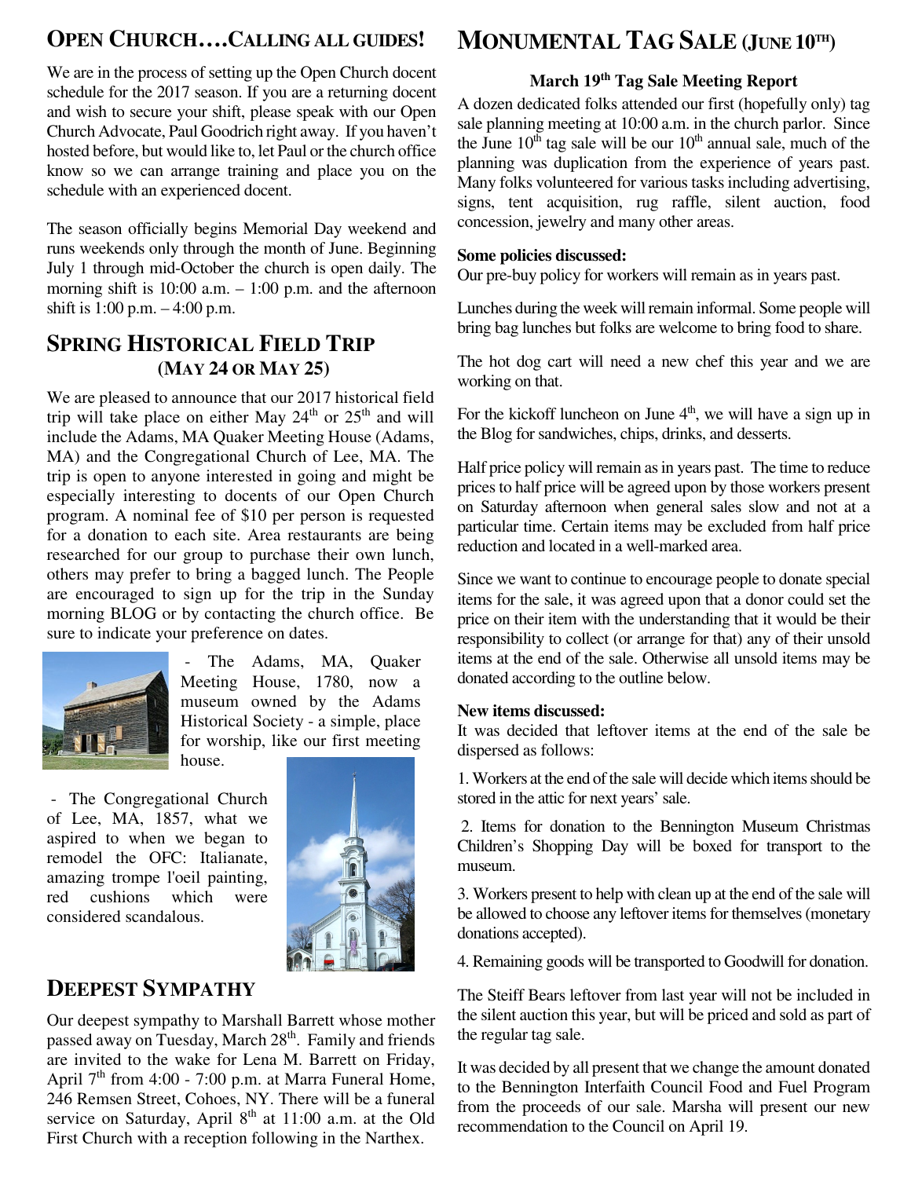## OPEN CHURCH….CALLING ALL GUIDES!

We are in the process of setting up the Open Church docent schedule for the 2017 season. If you are a returning docent and wish to secure your shift, please speak with our Open Church Advocate, Paul Goodrich right away. If you haven't hosted before, but would like to, let Paul or the church office know so we can arrange training and place you on the schedule with an experienced docent.

The season officially begins Memorial Day weekend and runs weekends only through the month of June. Beginning July 1 through mid-October the church is open daily. The morning shift is 10:00 a.m. – 1:00 p.m. and the afternoon shift is 1:00 p.m. – 4:00 p.m.

## SPRING HISTORICAL FIELD TRIP (MAY 24 OR MAY 25)

We are pleased to announce that our 2017 historical field trip will take place on either May 24th or 25th and will include the Adams, MA Quaker Meeting House (Adams, MA) and the Congregational Church of Lee, MA. The trip is open to anyone interested in going and might be especially interesting to docents of our Open Church program. A nominal fee of $10 per person is requested for a donation to each site. Area restaurants are being researched for our group to purchase their own lunch, others may prefer to bring a bagged lunch. The People are encouraged to sign up for the trip in the Sunday morning BLOG or by contacting the church office. Be sure to indicate your preference on dates.

- The Adams, MA, Quaker Meeting House, 1780, now a museum owned by the Adams Historical Society - a simple, place for worship, like our first meeting house.

- The Congregational Church of Lee, MA, 1857, what we aspired to when we began to remodel the OFC: Italianate, amazing trompe l'oeil painting, red cushions which were considered scandalous.

## DEEPEST SYMPATHY

Our deepest sympathy to Marshall Barrett whose mother passed away on Tuesday, March 28th. Family and friends are invited to the wake for Lena M. Barrett on Friday, April 7th from 4:00 - 7:00 p.m. at Marra Funeral Home, 246 Remsen Street, Cohoes, NY. There will be a funeral service on Saturday, April 8th at 11:00 a.m. at the Old First Church with a reception following in the Narthex.

## MONUMENTAL TAG SALE (JUNE 10TH)

### March 19th Tag Sale Meeting Report

A dozen dedicated folks attended our first (hopefully only) tag sale planning meeting at 10:00 a.m. in the church parlor. Since the June 10th tag sale will be our 10th annual sale, much of the planning was duplication from the experience of years past. Many folks volunteered for various tasks including advertising, signs, tent acquisition, rug raffle, silent auction, food concession, jewelry and many other areas.

**Some policies discussed:**

Our pre-buy policy for workers will remain as in years past.

Lunches during the week will remain informal. Some people will bring bag lunches but folks are welcome to bring food to share.

The hot dog cart will need a new chef this year and we are working on that.

For the kickoff luncheon on June 4th, we will have a sign up in the Blog for sandwiches, chips, drinks, and desserts.

Half price policy will remain as in years past. The time to reduce prices to half price will be agreed upon by those workers present on Saturday afternoon when general sales slow and not at a particular time. Certain items may be excluded from half price reduction and located in a well-marked area.

Since we want to continue to encourage people to donate special items for the sale, it was agreed upon that a donor could set the price on their item with the understanding that it would be their responsibility to collect (or arrange for that) any of their unsold items at the end of the sale. Otherwise all unsold items may be donated according to the outline below.

**New items discussed:**

It was decided that leftover items at the end of the sale be dispersed as follows:

1. Workers at the end of the sale will decide which items should be stored in the attic for next years' sale.

2. Items for donation to the Bennington Museum Christmas Children's Shopping Day will be boxed for transport to the museum.

3. Workers present to help with clean up at the end of the sale will be allowed to choose any leftover items for themselves (monetary donations accepted).

4. Remaining goods will be transported to Goodwill for donation.

The Steiff Bears leftover from last year will not be included in the silent auction this year, but will be priced and sold as part of the regular tag sale.

It was decided by all present that we change the amount donated to the Bennington Interfaith Council Food and Fuel Program from the proceeds of our sale. Marsha will present our new recommendation to the Council on April 19.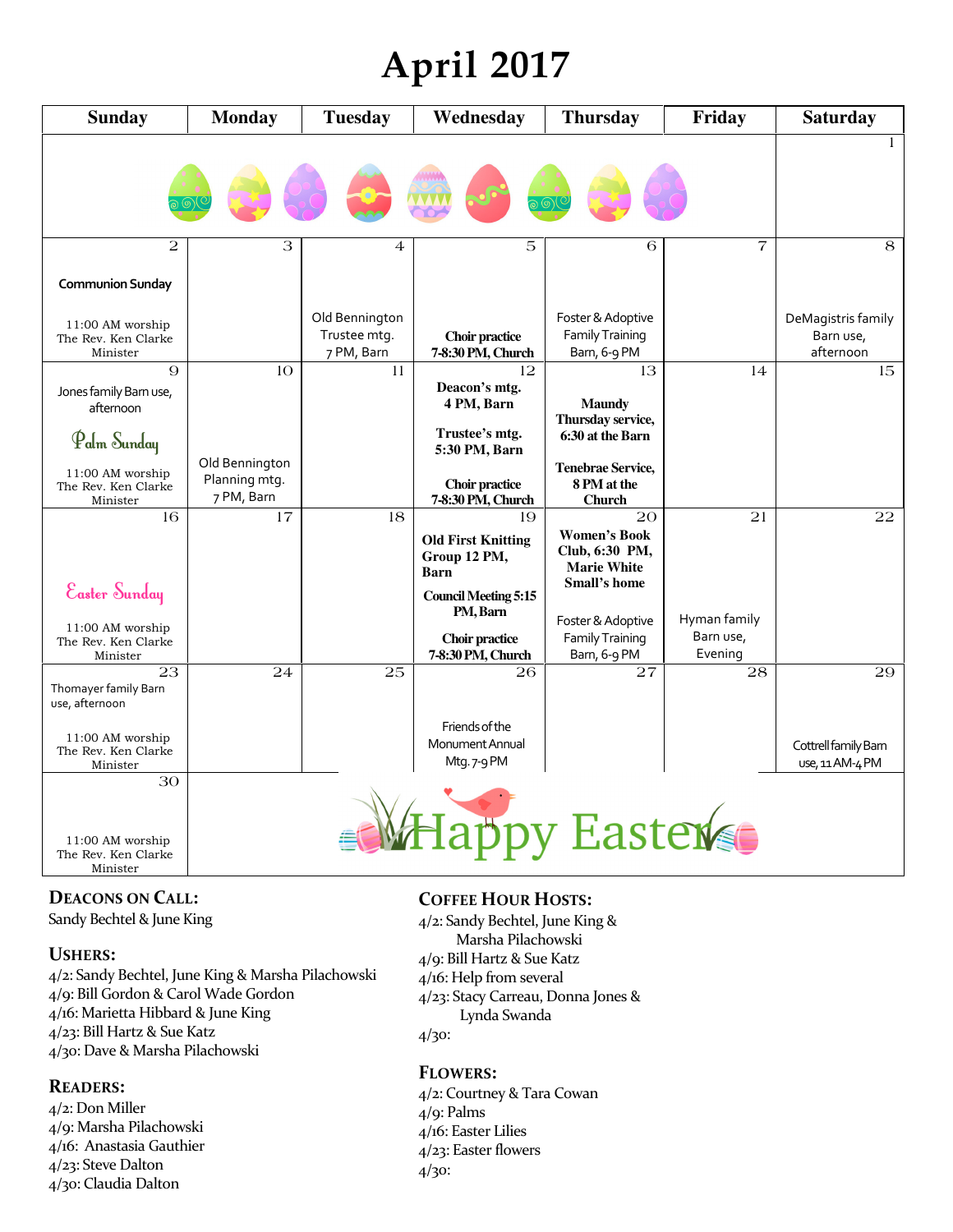# April 2017

| Sunday | Monday | Tuesday | Wednesday | Thursday | Friday | Saturday |
|---|---|---|---|---|---|---|
| | | | | | | 1 |
| 2<br>**Communion Sunday**<br>11:00 AM worship<br>The Rev. Ken Clarke<br>Minister | 3 | 4<br>Old Bennington Trustee mtg.<br>7 PM, Barn | 5<br>**Choir practice 7-8:30 PM, Church** | 6<br>Foster & Adoptive Family Training<br>Barn, 6-9 PM | 7 | 8<br>DeMagistris family Barn use, afternoon |
| 9<br>Jones family Barn use, afternoon<br>Palm Sunday<br>11:00 AM worship<br>The Rev. Ken Clarke<br>Minister | 10<br>Old Bennington Planning mtg.<br>7 PM, Barn | 11 | 12<br>**Deacon's mtg. 4 PM, Barn**<br>**Trustee's mtg. 5:30 PM, Barn**<br>**Choir practice 7-8:30 PM, Church** | 13<br>**Maundy Thursday service, 6:30 at the Barn**<br>**Tenebrae Service, 8 PM at the Church** | 14 | 15 |
| 16<br>Easter Sunday<br>11:00 AM worship<br>The Rev. Ken Clarke<br>Minister | 17 | 18 | 19<br>**Old First Knitting Group 12 PM, Barn**<br>**Council Meeting 5:15 PM, Barn**<br>**Choir practice 7-8:30 PM, Church** | 20<br>**Women's Book Club, 6:30 PM, Marie White Small's home**<br>Foster & Adoptive Family Training<br>Barn, 6-9 PM | 21<br>Hyman family Barn use, Evening | 22 |
| 23<br>Thomayer family Barn use, afternoon<br>11:00 AM worship<br>The Rev. Ken Clarke<br>Minister | 24 | 25 | 26<br>Friends of the Monument Annual Mtg. 7-9 PM | 27 | 28 | 29<br>Cottrell family Barn use, 11 AM-4 PM |
| 30<br>11:00 AM worship<br>The Rev. Ken Clarke<br>Minister | Happy Easter | | | | | |

**DEACONS ON CALL:**
Sandy Bechtel & June King

**USHERS:**
4/2: Sandy Bechtel, June King & Marsha Pilachowski
4/9: Bill Gordon & Carol Wade Gordon
4/16: Marietta Hibbard & June King
4/23: Bill Hartz & Sue Katz
4/30: Dave & Marsha Pilachowski

**READERS:**
4/2: Don Miller
4/9: Marsha Pilachowski
4/16: Anastasia Gauthier
4/23: Steve Dalton
4/30: Claudia Dalton

**COFFEE HOUR HOSTS:**
4/2: Sandy Bechtel, June King & Marsha Pilachowski
4/9: Bill Hartz & Sue Katz
4/16: Help from several
4/23: Stacy Carreau, Donna Jones & Lynda Swanda
4/30:

**FLOWERS:**
4/2: Courtney & Tara Cowan
4/9: Palms
4/16: Easter Lilies
4/23: Easter flowers
4/30: